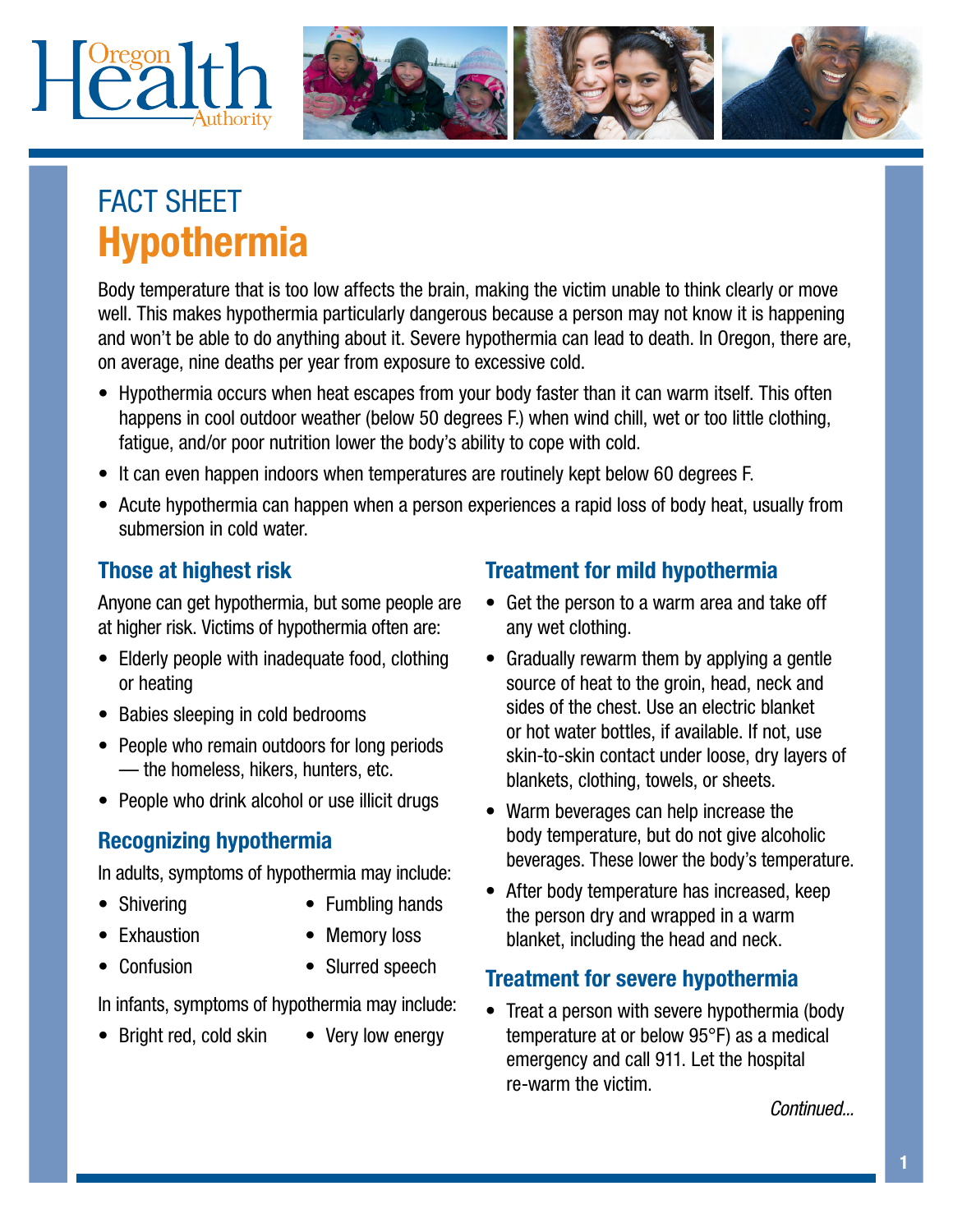FACT SHEET

# Hypothermia

Body temperature that is too low affects the brain, making the victim unable to think clearly or move well. This makes hypothermia particularly dangerous because a person may not know it is happening and won't be able to do anything about it. Severe hypothermia can lead to death. In Oregon, there are, on average, nine deaths per year from exposure to excessive cold.

- Hypothermia occurs when heat escapes from your body faster than it can warm itself. This often happens in cool outdoor weather (below 50 degrees F.) when wind chill, wet or too little clothing, fatigue, and/or poor nutrition lower the body's ability to cope with cold.
- It can even happen indoors when temperatures are routinely kept below 60 degrees F.
- Acute hypothermia can happen when a person experiences a rapid loss of body heat, usually from submersion in cold water.

## Those at highest risk

Anyone can get hypothermia, but some people are at higher risk. Victims of hypothermia often are:

- Elderly people with inadequate food, clothing or heating
- Babies sleeping in cold bedrooms
- People who remain outdoors for long periods — the homeless, hikers, hunters, etc.
- People who drink alcohol or use illicit drugs

## Recognizing hypothermia

In adults, symptoms of hypothermia may include:

- Shivering
- Exhaustion
- Confusion
- Fumbling hands
- Memory loss
- Slurred speech

In infants, symptoms of hypothermia may include:

- Bright red, cold skin
- Very low energy

## Treatment for mild hypothermia

- Get the person to a warm area and take off any wet clothing.
- Gradually rewarm them by applying a gentle source of heat to the groin, head, neck and sides of the chest. Use an electric blanket or hot water bottles, if available. If not, use skin-to-skin contact under loose, dry layers of blankets, clothing, towels, or sheets.
- Warm beverages can help increase the body temperature, but do not give alcoholic beverages. These lower the body's temperature.
- After body temperature has increased, keep the person dry and wrapped in a warm blanket, including the head and neck.

## Treatment for severe hypothermia

- Treat a person with severe hypothermia (body temperature at or below 95°F) as a medical emergency and call 911. Let the hospital re-warm the victim.

*Continued...*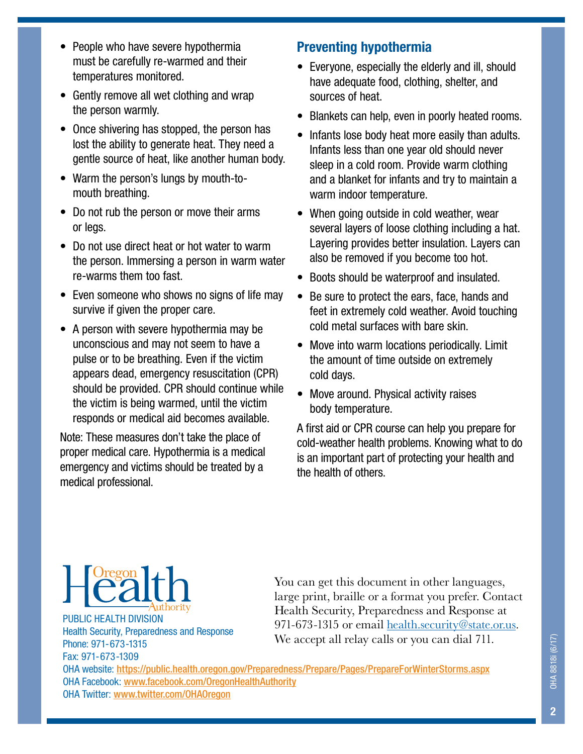- People who have severe hypothermia must be carefully re-warmed and their temperatures monitored.
- Gently remove all wet clothing and wrap the person warmly.
- Once shivering has stopped, the person has lost the ability to generate heat. They need a gentle source of heat, like another human body.
- Warm the person's lungs by mouth-to-mouth breathing.
- Do not rub the person or move their arms or legs.
- Do not use direct heat or hot water to warm the person. Immersing a person in warm water re-warms them too fast.
- Even someone who shows no signs of life may survive if given the proper care.
- A person with severe hypothermia may be unconscious and may not seem to have a pulse or to be breathing. Even if the victim appears dead, emergency resuscitation (CPR) should be provided. CPR should continue while the victim is being warmed, until the victim responds or medical aid becomes available.

Note: These measures don't take the place of proper medical care. Hypothermia is a medical emergency and victims should be treated by a medical professional.

## Preventing hypothermia

- Everyone, especially the elderly and ill, should have adequate food, clothing, shelter, and sources of heat.
- Blankets can help, even in poorly heated rooms.
- Infants lose body heat more easily than adults. Infants less than one year old should never sleep in a cold room. Provide warm clothing and a blanket for infants and try to maintain a warm indoor temperature.
- When going outside in cold weather, wear several layers of loose clothing including a hat. Layering provides better insulation. Layers can also be removed if you become too hot.
- Boots should be waterproof and insulated.
- Be sure to protect the ears, face, hands and feet in extremely cold weather. Avoid touching cold metal surfaces with bare skin.
- Move into warm locations periodically. Limit the amount of time outside on extremely cold days.
- Move around. Physical activity raises body temperature.

A first aid or CPR course can help you prepare for cold-weather health problems. Knowing what to do is an important part of protecting your health and the health of others.

Oregon Health Authority

PUBLIC HEALTH DIVISION
Health Security, Preparedness and Response
Phone: 971-673-1315
Fax: 971-673-1309

You can get this document in other languages, large print, braille or a format you prefer. Contact Health Security, Preparedness and Response at 971-673-1315 or email health.security@state.or.us. We accept all relay calls or you can dial 711.

OHA website: https://public.health.oregon.gov/Preparedness/Prepare/Pages/PrepareForWinterStorms.aspx
OHA Facebook: www.facebook.com/OregonHealthAuthority
OHA Twitter: www.twitter.com/OHAOregon

OHA 8818i (6/17)